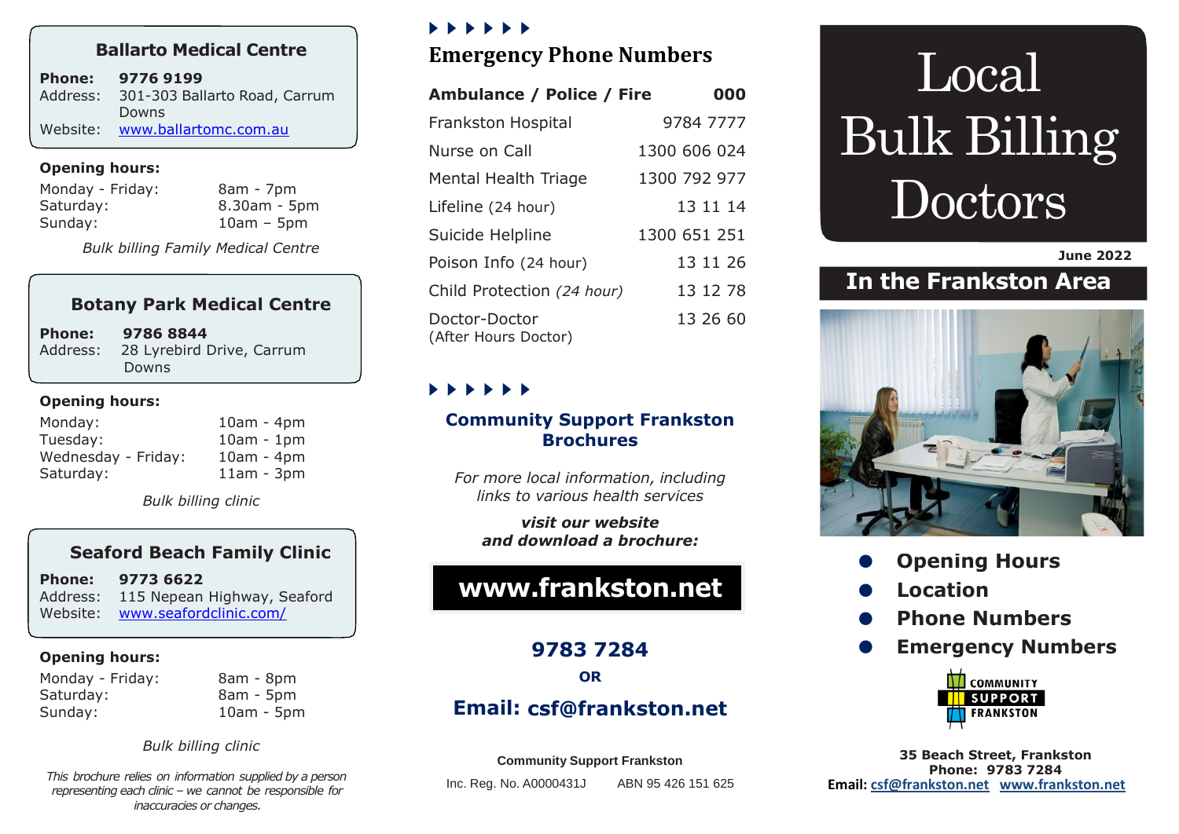## Ballarto Medical Centre

**Phone:** **9776 9199**
Address: 301-303 Ballarto Road, Carrum Downs
Website: www.ballartomc.com.au

**Opening hours:**

| | |
|---|---|
| Monday - Friday: | 8am - 7pm |
| Saturday: | 8.30am - 5pm |
| Sunday: | 10am – 5pm |

*Bulk billing Family Medical Centre*

## Botany Park Medical Centre

**Phone:** **9786 8844**
Address: 28 Lyrebird Drive, Carrum Downs

**Opening hours:**

| | |
|---|---|
| Monday: | 10am - 4pm |
| Tuesday: | 10am - 1pm |
| Wednesday - Friday: | 10am - 4pm |
| Saturday: | 11am - 3pm |

*Bulk billing clinic*

## Seaford Beach Family Clinic

**Phone:** **9773 6622**
Address: 115 Nepean Highway, Seaford
Website: www.seafordclinic.com/

**Opening hours:**

| | |
|---|---|
| Monday - Friday: | 8am - 8pm |
| Saturday: | 8am - 5pm |
| Sunday: | 10am - 5pm |

*Bulk billing clinic*

*This brochure relies on information supplied by a person representing each clinic – we cannot be responsible for inaccuracies or changes.*

## Emergency Phone Numbers

| | |
|---|---|
| **Ambulance / Police / Fire** | **000** |
| Frankston Hospital | 9784 7777 |
| Nurse on Call | 1300 606 024 |
| Mental Health Triage | 1300 792 977 |
| Lifeline (24 hour) | 13 11 14 |
| Suicide Helpline | 1300 651 251 |
| Poison Info (24 hour) | 13 11 26 |
| Child Protection *(24 hour)* | 13 12 78 |
| Doctor-Doctor (After Hours Doctor) | 13 26 60 |

### Community Support Frankston Brochures

*For more local information, including links to various health services*

***visit our website and download a brochure:***

**www.frankston.net**

**9783 7284**

**OR**

**Email: csf@frankston.net**

Community Support Frankston
Inc. Reg. No. A0000431J ABN 95 426 151 625

# Local Bulk Billing Doctors

**June 2022**

## In the Frankston Area

- **Opening Hours**
- **Location**
- **Phone Numbers**
- **Emergency Numbers**

COMMUNITY SUPPORT FRANKSTON

**35 Beach Street, Frankston**
**Phone: 9783 7284**
**Email:** csf@frankston.net www.frankston.net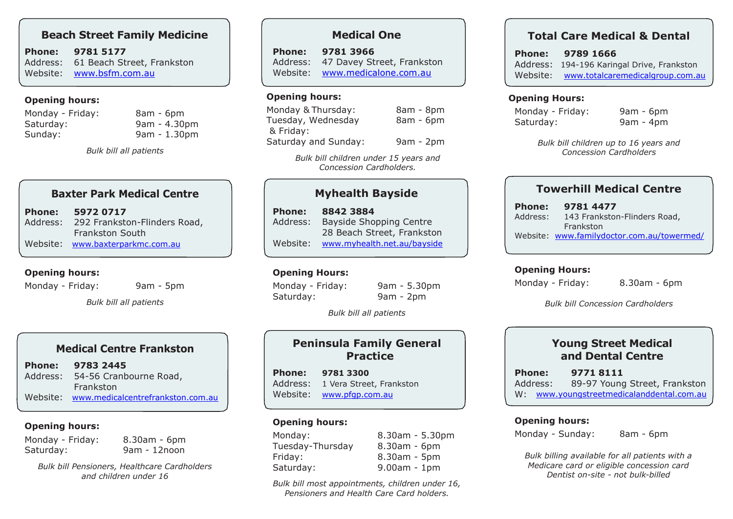## Beach Street Family Medicine

**Phone:** **9781 5177**
Address: 61 Beach Street, Frankston
Website: www.bsfm.com.au

**Opening hours:**

| | |
|---|---|
| Monday - Friday: | 8am - 6pm |
| Saturday: | 9am - 4.30pm |
| Sunday: | 9am - 1.30pm |

*Bulk bill all patients*

## Baxter Park Medical Centre

**Phone:** **5972 0717**
Address: 292 Frankston-Flinders Road, Frankston South
Website: www.baxterparkmc.com.au

**Opening hours:**

| | |
|---|---|
| Monday - Friday: | 9am - 5pm |

*Bulk bill all patients*

## Medical Centre Frankston

**Phone:** **9783 2445**
Address: 54-56 Cranbourne Road, Frankston
Website: www.medicalcentrefrankston.com.au

**Opening hours:**

| | |
|---|---|
| Monday - Friday: | 8.30am - 6pm |
| Saturday: | 9am - 12noon |

*Bulk bill Pensioners, Healthcare Cardholders and children under 16*

## Medical One

**Phone:** **9781 3966**
Address: 47 Davey Street, Frankston
Website: www.medicalone.com.au

**Opening hours:**

| | |
|---|---|
| Monday & Thursday: | 8am - 8pm |
| Tuesday, Wednesday & Friday: | 8am - 6pm |
| Saturday and Sunday: | 9am - 2pm |

*Bulk bill children under 15 years and Concession Cardholders.*

## Myhealth Bayside

**Phone:** **8842 3884**
Address: Bayside Shopping Centre, 28 Beach Street, Frankston
Website: www.myhealth.net.au/bayside

**Opening Hours:**

| | |
|---|---|
| Monday - Friday: | 9am - 5.30pm |
| Saturday: | 9am - 2pm |

*Bulk bill all patients*

## Peninsula Family General Practice

**Phone:** **9781 3300**
Address: 1 Vera Street, Frankston
Website: www.pfgp.com.au

**Opening hours:**

| | |
|---|---|
| Monday: | 8.30am - 5.30pm |
| Tuesday-Thursday | 8.30am - 6pm |
| Friday: | 8.30am - 5pm |
| Saturday: | 9.00am - 1pm |

*Bulk bill most appointments, children under 16, Pensioners and Health Care Card holders.*

## Total Care Medical & Dental

**Phone:** **9789 1666**
Address: 194-196 Karingal Drive, Frankston
Website: www.totalcaremedicalgroup.com.au

**Opening Hours:**

| | |
|---|---|
| Monday - Friday: | 9am - 6pm |
| Saturday: | 9am - 4pm |

*Bulk bill children up to 16 years and Concession Cardholders*

## Towerhill Medical Centre

**Phone:** **9781 4477**
Address: 143 Frankston-Flinders Road, Frankston
Website: www.familydoctor.com.au/towermed/

**Opening Hours:**

| | |
|---|---|
| Monday - Friday: | 8.30am - 6pm |

*Bulk bill Concession Cardholders*

## Young Street Medical and Dental Centre

**Phone:** **9771 8111**
Address: 89-97 Young Street, Frankston
W: www.youngstreetmedicalanddental.com.au

**Opening hours:**

| | |
|---|---|
| Monday - Sunday: | 8am - 6pm |

*Bulk billing available for all patients with a Medicare card or eligible concession card*
*Dentist on-site - not bulk-billed*